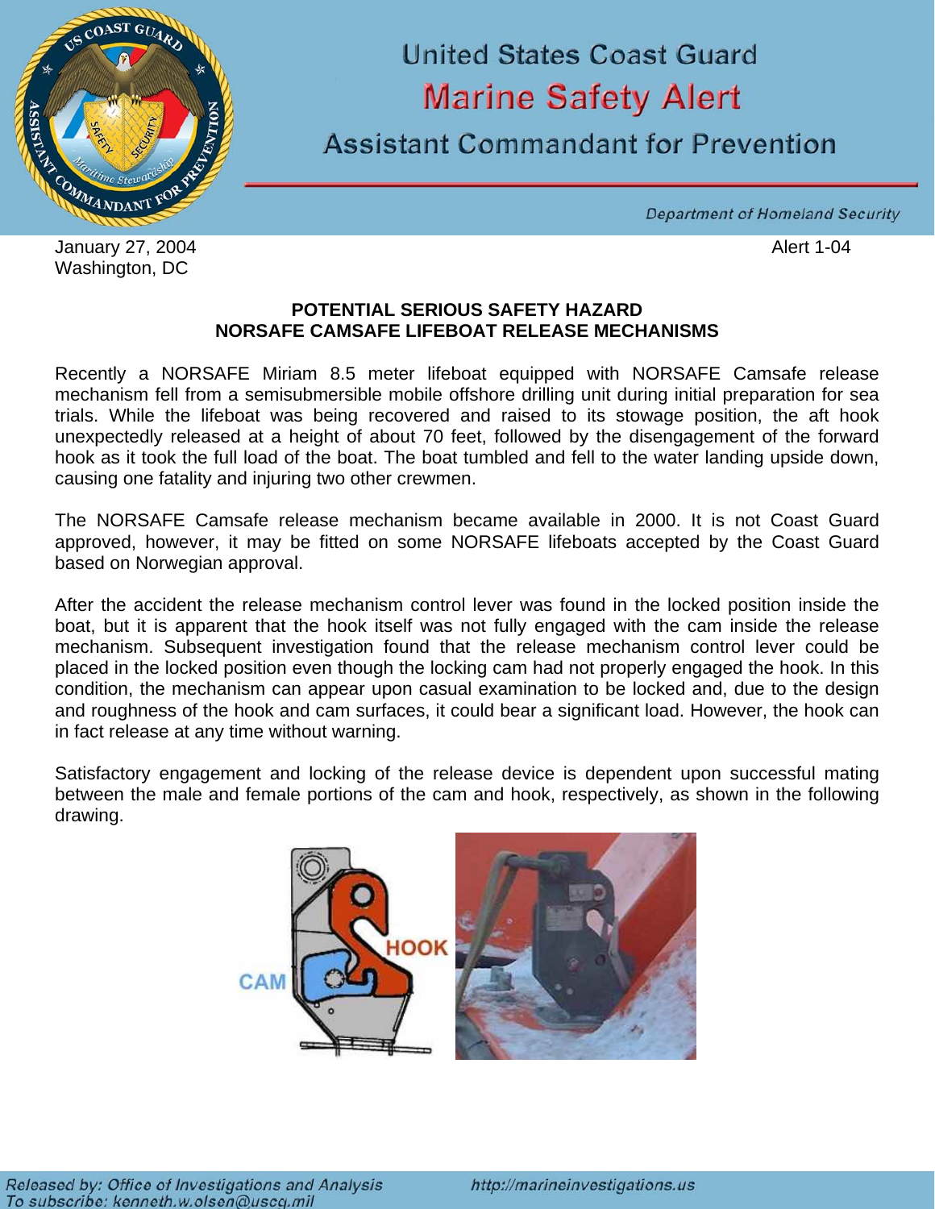# United States Coast Guard
## Marine Safety Alert
### Assistant Commandant for Prevention

Department of Homeland Security

January 27, 2004
Washington, DC

Alert 1-04

**POTENTIAL SERIOUS SAFETY HAZARD**
**NORSAFE CAMSAFE LIFEBOAT RELEASE MECHANISMS**

Recently a NORSAFE Miriam 8.5 meter lifeboat equipped with NORSAFE Camsafe release mechanism fell from a semisubmersible mobile offshore drilling unit during initial preparation for sea trials. While the lifeboat was being recovered and raised to its stowage position, the aft hook unexpectedly released at a height of about 70 feet, followed by the disengagement of the forward hook as it took the full load of the boat. The boat tumbled and fell to the water landing upside down, causing one fatality and injuring two other crewmen.

The NORSAFE Camsafe release mechanism became available in 2000. It is not Coast Guard approved, however, it may be fitted on some NORSAFE lifeboats accepted by the Coast Guard based on Norwegian approval.

After the accident the release mechanism control lever was found in the locked position inside the boat, but it is apparent that the hook itself was not fully engaged with the cam inside the release mechanism. Subsequent investigation found that the release mechanism control lever could be placed in the locked position even though the locking cam had not properly engaged the hook. In this condition, the mechanism can appear upon casual examination to be locked and, due to the design and roughness of the hook and cam surfaces, it could bear a significant load. However, the hook can in fact release at any time without warning.

Satisfactory engagement and locking of the release device is dependent upon successful mating between the male and female portions of the cam and hook, respectively, as shown in the following drawing.

CAM HOOK

*Released by: Office of Investigations and Analysis*
*To subscribe: kenneth.w.olsen@uscg.mil*
*http://marineinvestigations.us*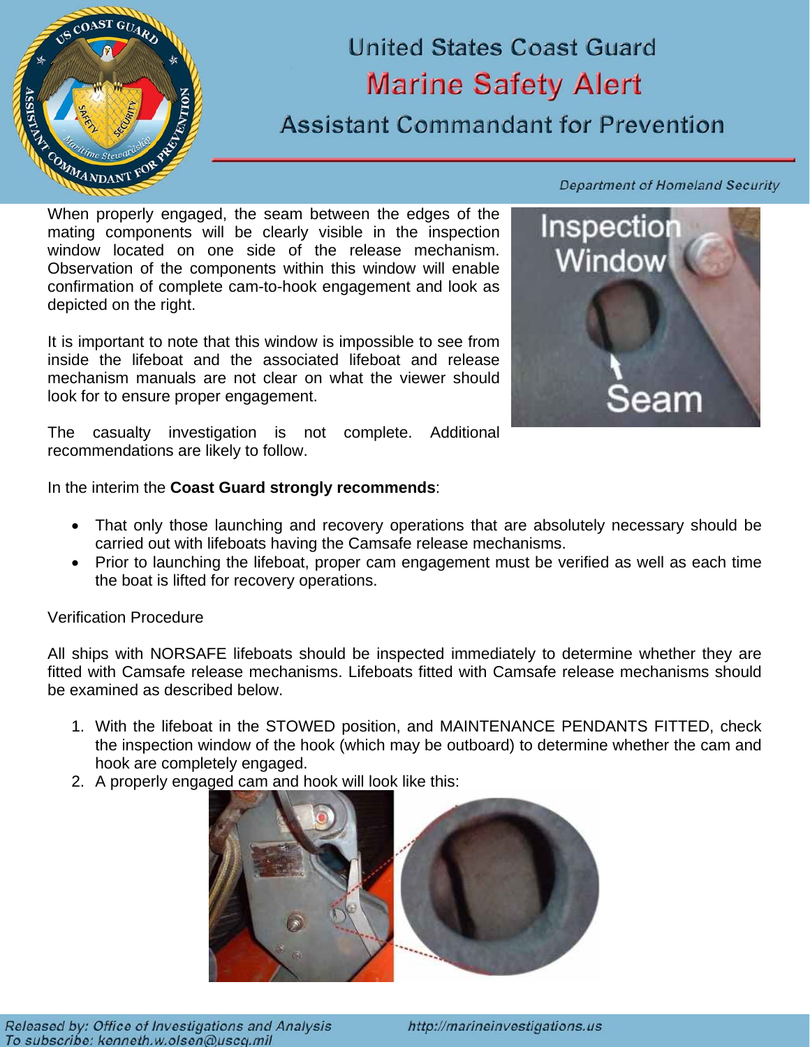When properly engaged, the seam between the edges of the mating components will be clearly visible in the inspection window located on one side of the release mechanism. Observation of the components within this window will enable confirmation of complete cam-to-hook engagement and look as depicted on the right.

It is important to note that this window is impossible to see from inside the lifeboat and the associated lifeboat and release mechanism manuals are not clear on what the viewer should look for to ensure proper engagement.

The casualty investigation is not complete. Additional recommendations are likely to follow.

In the interim the **Coast Guard strongly recommends**:

- That only those launching and recovery operations that are absolutely necessary should be carried out with lifeboats having the Camsafe release mechanisms.
- Prior to launching the lifeboat, proper cam engagement must be verified as well as each time the boat is lifted for recovery operations.

Verification Procedure

All ships with NORSAFE lifeboats should be inspected immediately to determine whether they are fitted with Camsafe release mechanisms. Lifeboats fitted with Camsafe release mechanisms should be examined as described below.

1. With the lifeboat in the STOWED position, and MAINTENANCE PENDANTS FITTED, check the inspection window of the hook (which may be outboard) to determine whether the cam and hook are completely engaged.
2. A properly engaged cam and hook will look like this: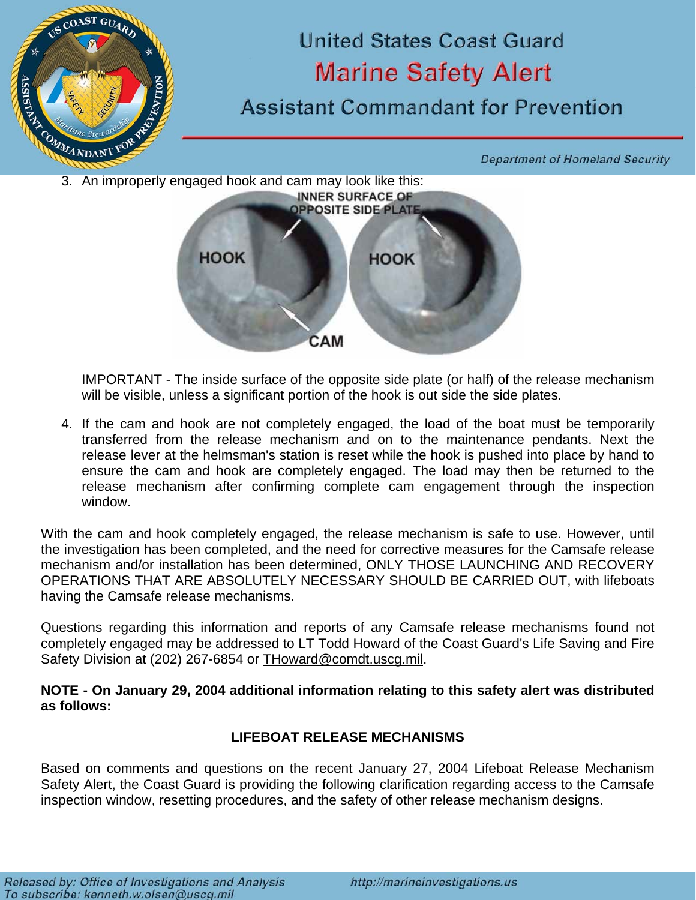3. An improperly engaged hook and cam may look like this:

   IMPORTANT - The inside surface of the opposite side plate (or half) of the release mechanism will be visible, unless a significant portion of the hook is out side the side plates.

4. If the cam and hook are not completely engaged, the load of the boat must be temporarily transferred from the release mechanism and on to the maintenance pendants. Next the release lever at the helmsman's station is reset while the hook is pushed into place by hand to ensure the cam and hook are completely engaged. The load may then be returned to the release mechanism after confirming complete cam engagement through the inspection window.

With the cam and hook completely engaged, the release mechanism is safe to use. However, until the investigation has been completed, and the need for corrective measures for the Camsafe release mechanism and/or installation has been determined, ONLY THOSE LAUNCHING AND RECOVERY OPERATIONS THAT ARE ABSOLUTELY NECESSARY SHOULD BE CARRIED OUT, with lifeboats having the Camsafe release mechanisms.

Questions regarding this information and reports of any Camsafe release mechanisms found not completely engaged may be addressed to LT Todd Howard of the Coast Guard's Life Saving and Fire Safety Division at (202) 267-6854 or THoward@comdt.uscg.mil.

**NOTE - On January 29, 2004 additional information relating to this safety alert was distributed as follows:**

## LIFEBOAT RELEASE MECHANISMS

Based on comments and questions on the recent January 27, 2004 Lifeboat Release Mechanism Safety Alert, the Coast Guard is providing the following clarification regarding access to the Camsafe inspection window, resetting procedures, and the safety of other release mechanism designs.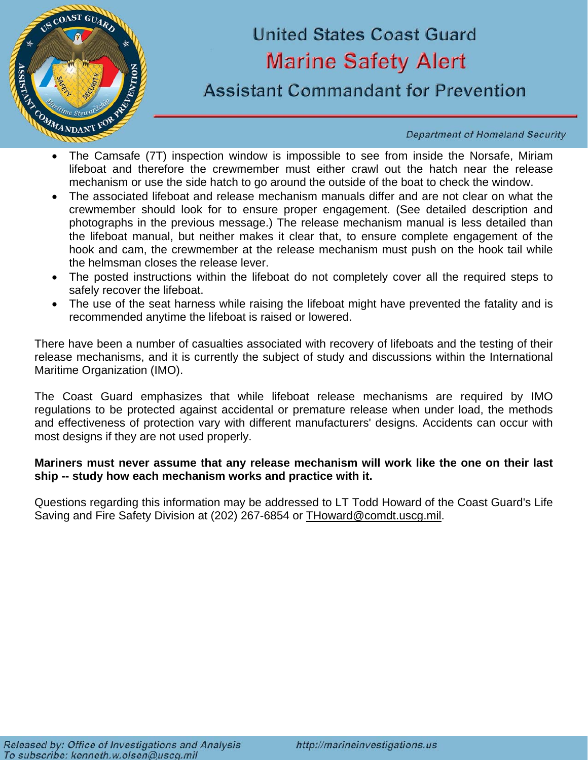- The Camsafe (7T) inspection window is impossible to see from inside the Norsafe, Miriam lifeboat and therefore the crewmember must either crawl out the hatch near the release mechanism or use the side hatch to go around the outside of the boat to check the window.
- The associated lifeboat and release mechanism manuals differ and are not clear on what the crewmember should look for to ensure proper engagement. (See detailed description and photographs in the previous message.) The release mechanism manual is less detailed than the lifeboat manual, but neither makes it clear that, to ensure complete engagement of the hook and cam, the crewmember at the release mechanism must push on the hook tail while the helmsman closes the release lever.
- The posted instructions within the lifeboat do not completely cover all the required steps to safely recover the lifeboat.
- The use of the seat harness while raising the lifeboat might have prevented the fatality and is recommended anytime the lifeboat is raised or lowered.

There have been a number of casualties associated with recovery of lifeboats and the testing of their release mechanisms, and it is currently the subject of study and discussions within the International Maritime Organization (IMO).

The Coast Guard emphasizes that while lifeboat release mechanisms are required by IMO regulations to be protected against accidental or premature release when under load, the methods and effectiveness of protection vary with different manufacturers' designs. Accidents can occur with most designs if they are not used properly.

**Mariners must never assume that any release mechanism will work like the one on their last ship -- study how each mechanism works and practice with it.**

Questions regarding this information may be addressed to LT Todd Howard of the Coast Guard's Life Saving and Fire Safety Division at (202) 267-6854 or THoward@comdt.uscg.mil.